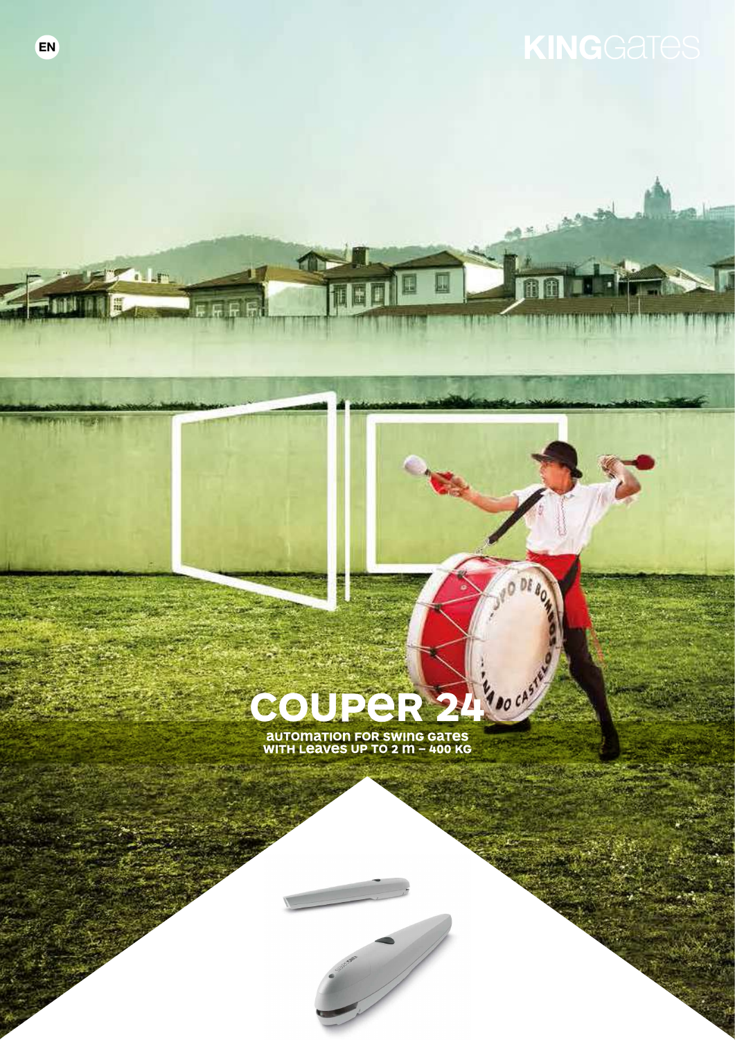EN

KINGGates

# COUPER 24

**AUTOMATION FOR SWING GATES WITH LEAVES UP TO 2 m – 400 KG**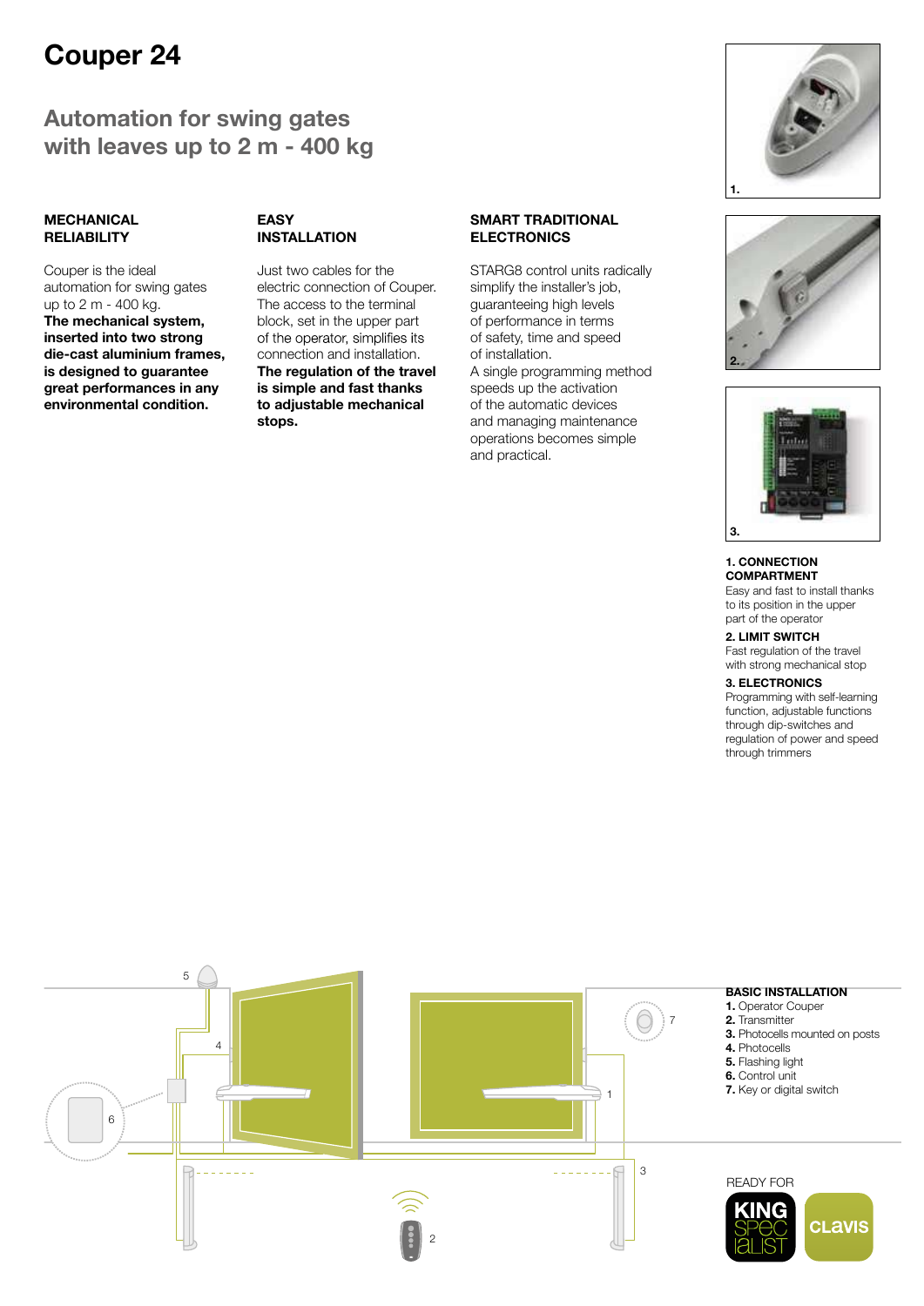# Couper 24

## Automation for swing gates with leaves up to 2 m - 400 kg

### MECHANICAL RELIABILITY

Couper is the ideal automation for swing gates up to 2 m - 400 kg. **The mechanical system, inserted into two strong die-cast aluminium frames, is designed to guarantee great performances in any environmental condition.**

### EASY INSTALLATION

Just two cables for the electric connection of Couper. The access to the terminal block, set in the upper part of the operator, simplifies its connection and installation. **The regulation of the travel is simple and fast thanks to adjustable mechanical stops.**

### SMART TRADITIONAL ELECTRONICS

STARG8 control units radically simplify the installer's job, guaranteeing high levels of performance in terms of safety, time and speed of installation.
A single programming method speeds up the activation of the automatic devices and managing maintenance operations becomes simple and practical.

**1. CONNECTION COMPARTMENT**
Easy and fast to install thanks to its position in the upper part of the operator

**2. LIMIT SWITCH**
Fast regulation of the travel with strong mechanical stop

**3. ELECTRONICS**
Programming with self-learning function, adjustable functions through dip-switches and regulation of power and speed through trimmers

**BASIC INSTALLATION**

**1.** Operator Couper
**2.** Transmitter
**3.** Photocells mounted on posts
**4.** Photocells
**5.** Flashing light
**6.** Control unit
**7.** Key or digital switch

READY FOR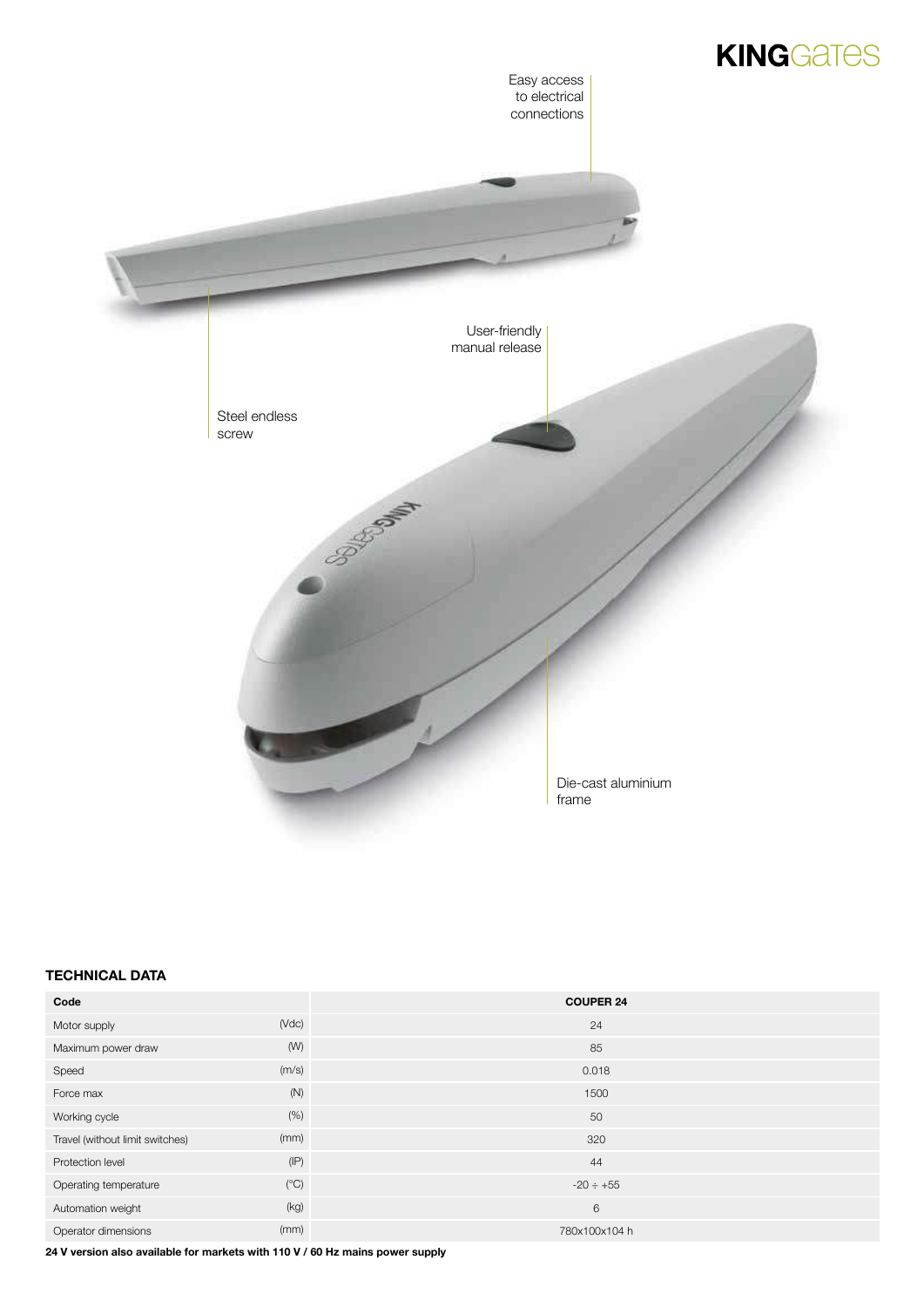KINGGates

Easy access to electrical connections

User-friendly manual release

Steel endless screw

Die-cast aluminium frame

### TECHNICAL DATA

| Code | | COUPER 24 |
| --- | --- | --- |
| Motor supply | (Vdc) | 24 |
| Maximum power draw | (W) | 85 |
| Speed | (m/s) | 0.018 |
| Force max | (N) | 1500 |
| Working cycle | (%) | 50 |
| Travel (without limit switches) | (mm) | 320 |
| Protection level | (IP) | 44 |
| Operating temperature | (°C) | -20 ÷ +55 |
| Automation weight | (kg) | 6 |
| Operator dimensions | (mm) | 780x100x104 h |

**24 V version also available for markets with 110 V / 60 Hz mains power supply**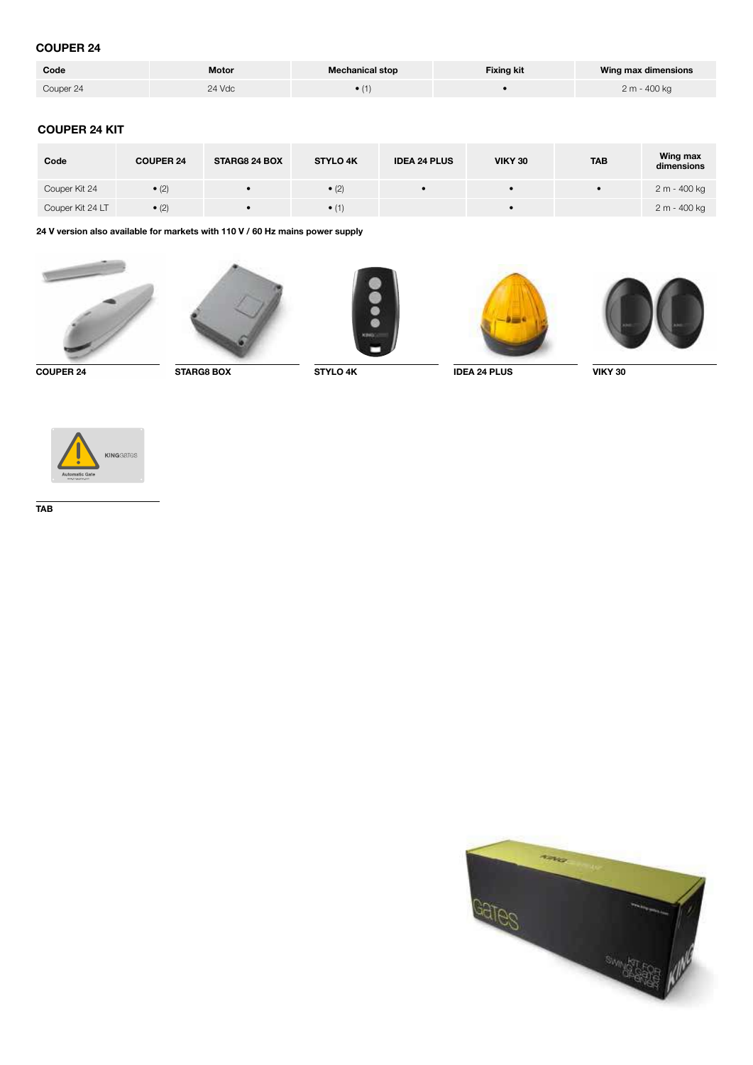## COUPER 24

| Code | Motor | Mechanical stop | Fixing kit | Wing max dimensions |
|---|---|---|---|---|
| Couper 24 | 24 Vdc | • (1) | • | 2 m - 400 kg |

## COUPER 24 KIT

| Code | COUPER 24 | STARG8 24 BOX | STYLO 4K | IDEA 24 PLUS | VIKY 30 | TAB | Wing max dimensions |
|---|---|---|---|---|---|---|---|
| Couper Kit 24 | • (2) | • | • (2) | • | • | • | 2 m - 400 kg |
| Couper Kit 24 LT | • (2) | • | • (1) | | • | | 2 m - 400 kg |

**24 V version also available for markets with 110 V / 60 Hz mains power supply**

**COUPER 24**

**STARG8 BOX**

**STYLO 4K**

**IDEA 24 PLUS**

**VIKY 30**

**TAB**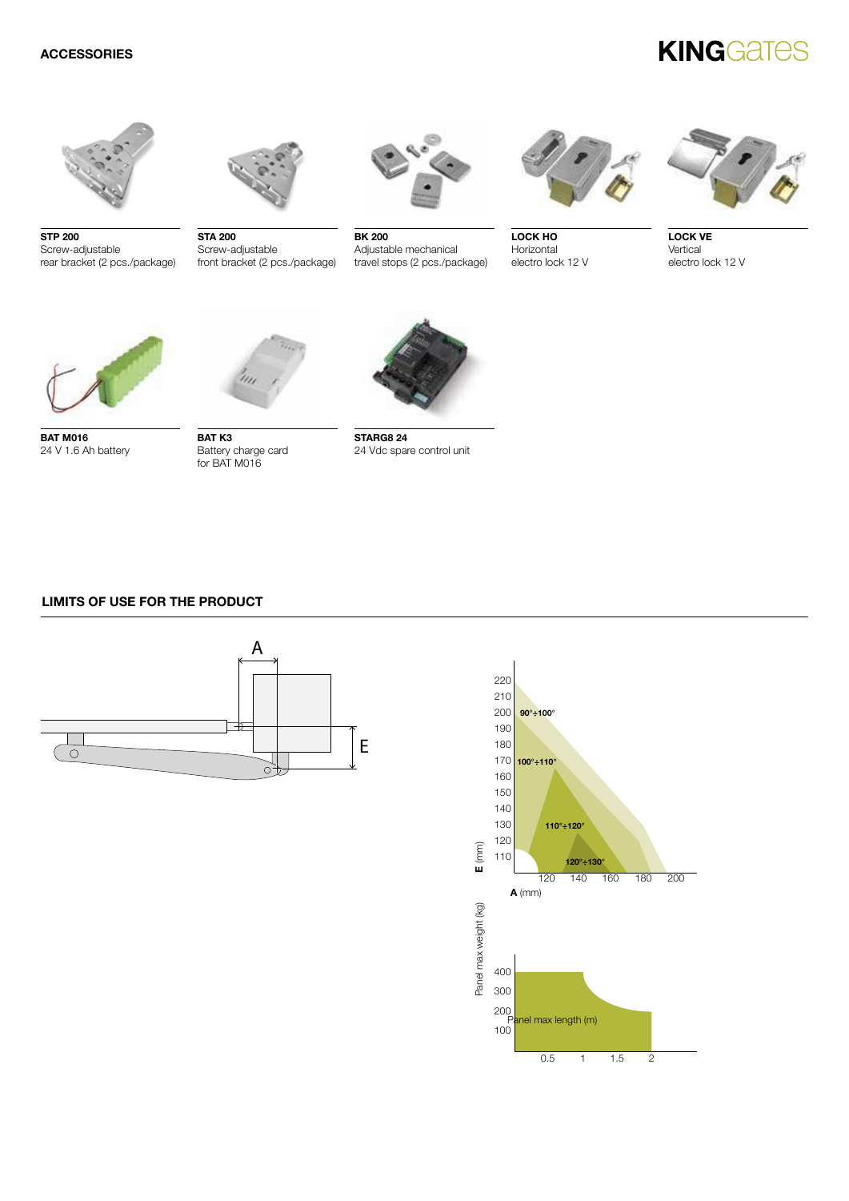## ACCESSORIES

**STP 200**
Screw-adjustable rear bracket (2 pcs./package)

**STA 200**
Screw-adjustable front bracket (2 pcs./package)

**BK 200**
Adjustable mechanical travel stops (2 pcs./package)

**LOCK HO**
Horizontal electro lock 12 V

**LOCK VE**
Vertical electro lock 12 V

**BAT M016**
24 V 1.6 Ah battery

**BAT K3**
Battery charge card for BAT M016

**STARG8 24**
24 Vdc spare control unit

## LIMITS OF USE FOR THE PRODUCT

A

E

**E** (mm)

220
210
200 **90°÷100°**
190
180
170 **100°÷110°**
160
150
140
130 **110°÷120°**
120
110 **120°÷130°**

120 140 160 180 200

**A** (mm)

Panel max weight (kg)

400
300
200
100

Panel max length (m)

0.5 1 1.5 2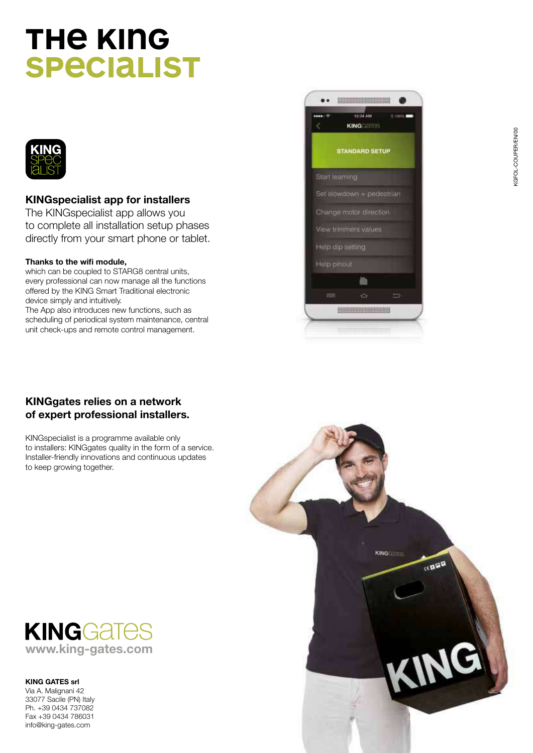# THE KING SPECIALIST

KING SPEC IALIST

### KINGspecialist app for installers

The KINGspecialist app allows you to complete all installation setup phases directly from your smart phone or tablet.

**Thanks to the wifi module,**
which can be coupled to STARG8 central units, every professional can now manage all the functions offered by the KING Smart Traditional electronic device simply and intuitively.
The App also introduces new functions, such as scheduling of periodical system maintenance, central unit check-ups and remote control management.

### KINGgates relies on a network of expert professional installers.

KINGspecialist is a programme available only to installers: KINGgates quality in the form of a service. Installer-friendly innovations and continuous updates to keep growing together.

KINGGATES
www.king-gates.com

**KING GATES srl**
Via A. Malignani 42
33077 Sacile (PN) Italy
Ph. +39 0434 737082
Fax +39 0434 786031
info@king-gates.com

KGFOL-COUPER/EN/00